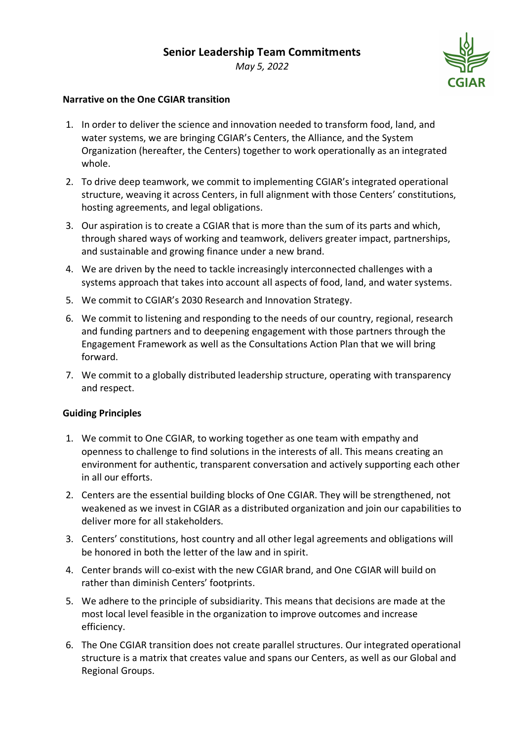# Senior Leadership Team Commitments

*May 5, 2022*

**Narrative on the One CGIAR transition**

1. In order to deliver the science and innovation needed to transform food, land, and water systems, we are bringing CGIAR's Centers, the Alliance, and the System Organization (hereafter, the Centers) together to work operationally as an integrated whole.
2. To drive deep teamwork, we commit to implementing CGIAR's integrated operational structure, weaving it across Centers, in full alignment with those Centers' constitutions, hosting agreements, and legal obligations.
3. Our aspiration is to create a CGIAR that is more than the sum of its parts and which, through shared ways of working and teamwork, delivers greater impact, partnerships, and sustainable and growing finance under a new brand.
4. We are driven by the need to tackle increasingly interconnected challenges with a systems approach that takes into account all aspects of food, land, and water systems.
5. We commit to CGIAR's 2030 Research and Innovation Strategy.
6. We commit to listening and responding to the needs of our country, regional, research and funding partners and to deepening engagement with those partners through the Engagement Framework as well as the Consultations Action Plan that we will bring forward.
7. We commit to a globally distributed leadership structure, operating with transparency and respect.

**Guiding Principles**

1. We commit to One CGIAR, to working together as one team with empathy and openness to challenge to find solutions in the interests of all. This means creating an environment for authentic, transparent conversation and actively supporting each other in all our efforts.
2. Centers are the essential building blocks of One CGIAR. They will be strengthened, not weakened as we invest in CGIAR as a distributed organization and join our capabilities to deliver more for all stakeholders.
3. Centers' constitutions, host country and all other legal agreements and obligations will be honored in both the letter of the law and in spirit.
4. Center brands will co-exist with the new CGIAR brand, and One CGIAR will build on rather than diminish Centers' footprints.
5. We adhere to the principle of subsidiarity. This means that decisions are made at the most local level feasible in the organization to improve outcomes and increase efficiency.
6. The One CGIAR transition does not create parallel structures. Our integrated operational structure is a matrix that creates value and spans our Centers, as well as our Global and Regional Groups.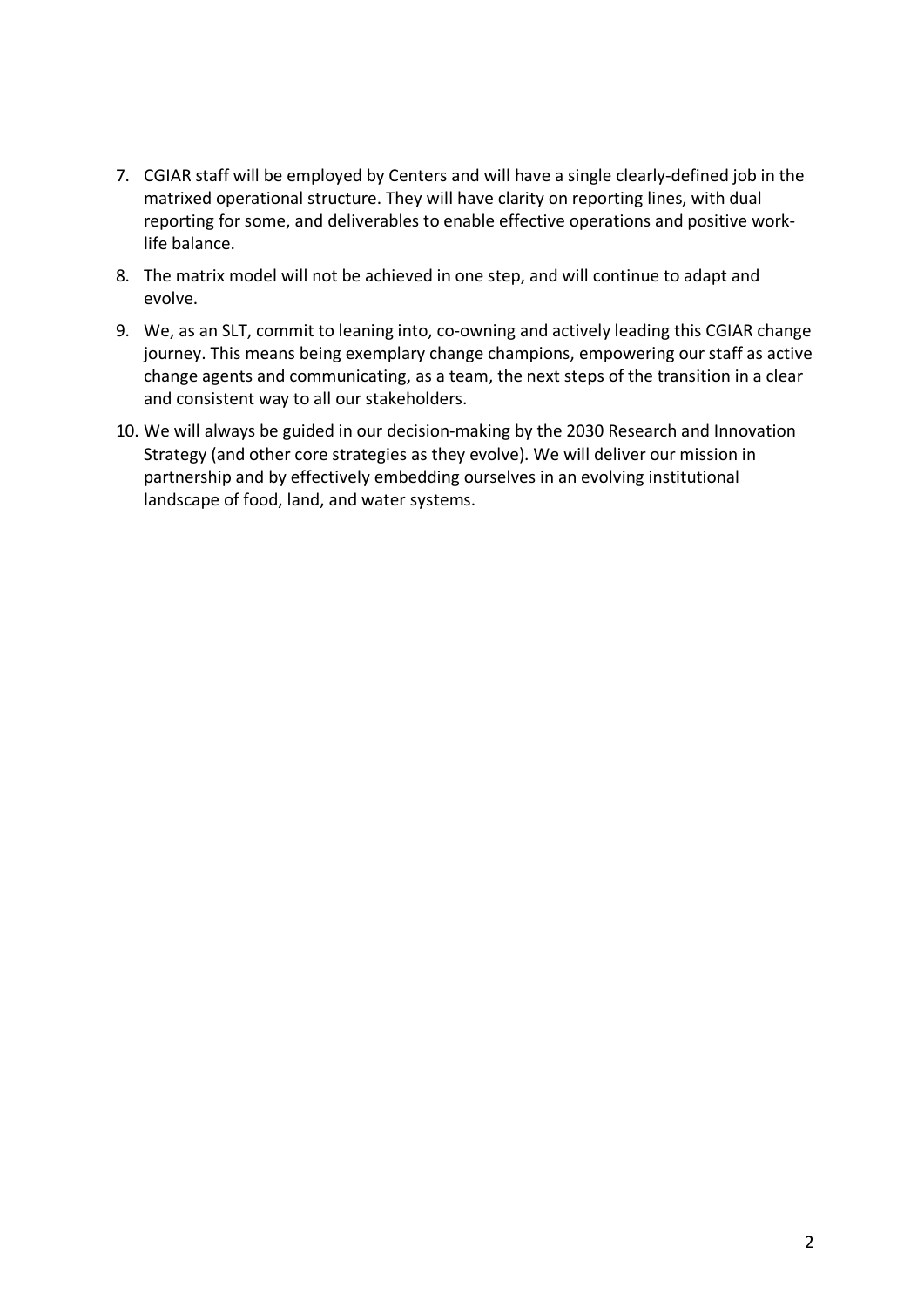7. CGIAR staff will be employed by Centers and will have a single clearly-defined job in the matrixed operational structure. They will have clarity on reporting lines, with dual reporting for some, and deliverables to enable effective operations and positive work-life balance.
8. The matrix model will not be achieved in one step, and will continue to adapt and evolve.
9. We, as an SLT, commit to leaning into, co-owning and actively leading this CGIAR change journey. This means being exemplary change champions, empowering our staff as active change agents and communicating, as a team, the next steps of the transition in a clear and consistent way to all our stakeholders.
10. We will always be guided in our decision-making by the 2030 Research and Innovation Strategy (and other core strategies as they evolve). We will deliver our mission in partnership and by effectively embedding ourselves in an evolving institutional landscape of food, land, and water systems.